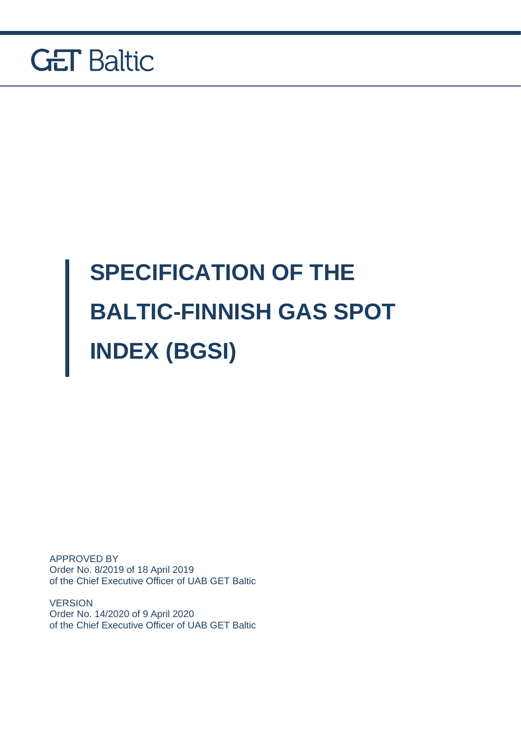GET Baltic

# SPECIFICATION OF THE BALTIC-FINNISH GAS SPOT INDEX (BGSI)

APPROVED BY
Order No. 8/2019 of 18 April 2019
of the Chief Executive Officer of UAB GET Baltic

VERSION
Order No. 14/2020 of 9 April 2020
of the Chief Executive Officer of UAB GET Baltic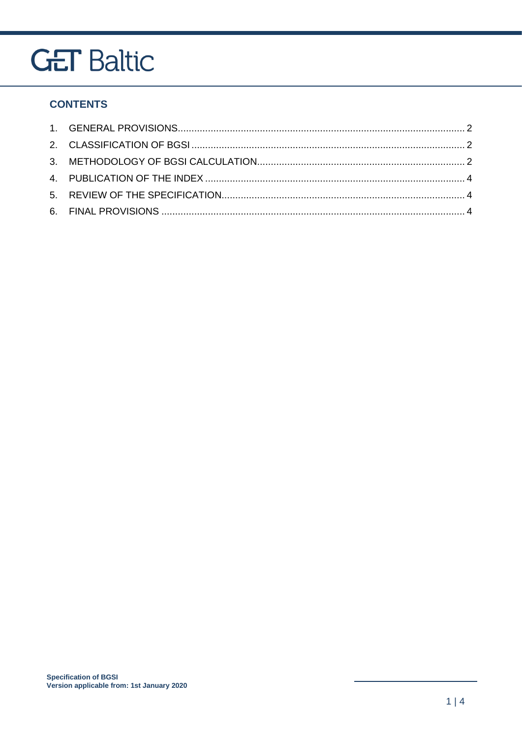## CONTENTS

1. GENERAL PROVISIONS........................................................................................................ 2
2. CLASSIFICATION OF BGSI ................................................................................................... 2
3. METHODOLOGY OF BGSI CALCULATION............................................................................ 2
4. PUBLICATION OF THE INDEX .............................................................................................. 4
5. REVIEW OF THE SPECIFICATION........................................................................................ 4
6. FINAL PROVISIONS .............................................................................................................. 4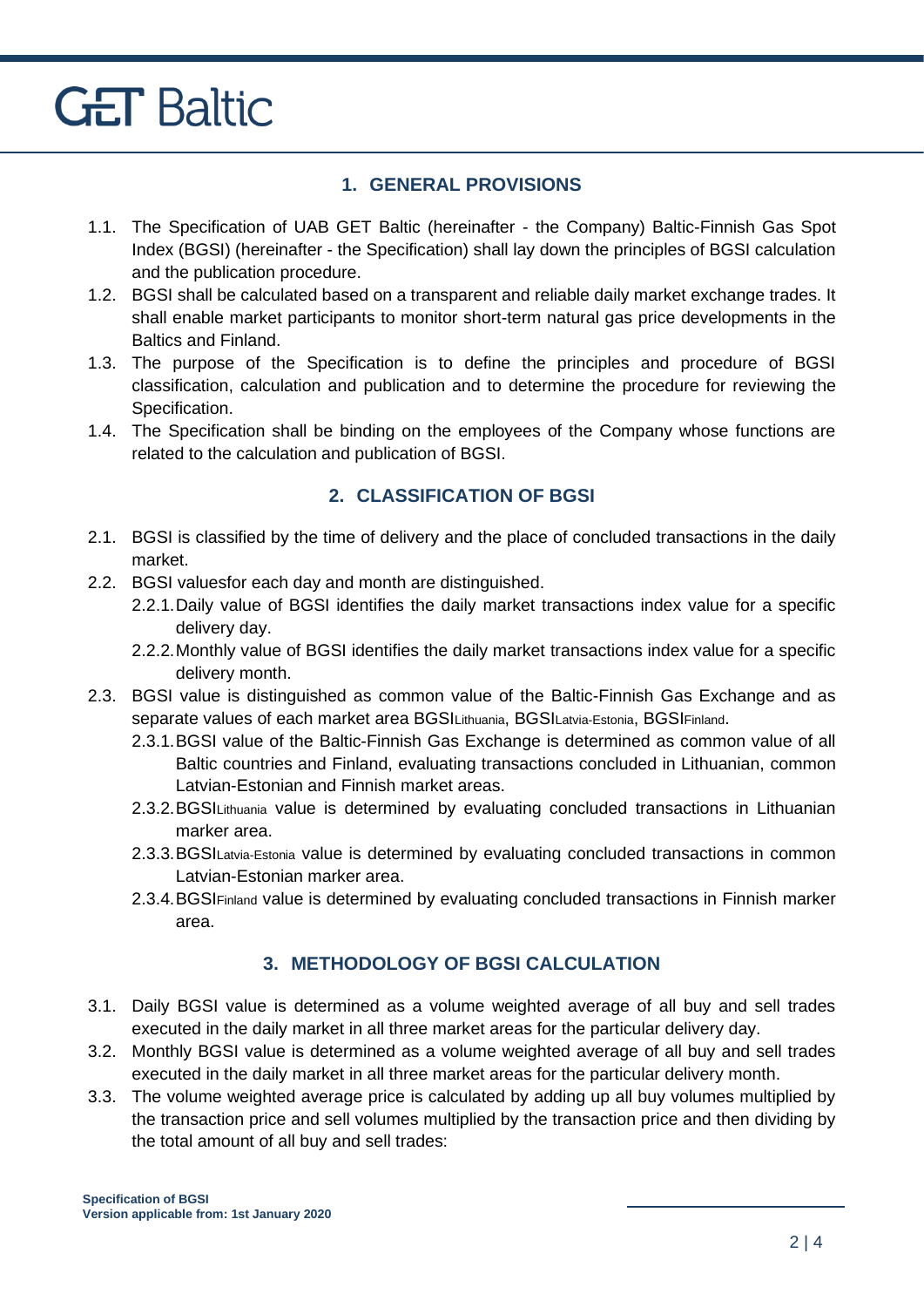## 1. GENERAL PROVISIONS

1.1. The Specification of UAB GET Baltic (hereinafter - the Company) Baltic-Finnish Gas Spot Index (BGSI) (hereinafter - the Specification) shall lay down the principles of BGSI calculation and the publication procedure.

1.2. BGSI shall be calculated based on a transparent and reliable daily market exchange trades. It shall enable market participants to monitor short-term natural gas price developments in the Baltics and Finland.

1.3. The purpose of the Specification is to define the principles and procedure of BGSI classification, calculation and publication and to determine the procedure for reviewing the Specification.

1.4. The Specification shall be binding on the employees of the Company whose functions are related to the calculation and publication of BGSI.

## 2. CLASSIFICATION OF BGSI

2.1. BGSI is classified by the time of delivery and the place of concluded transactions in the daily market.

2.2. BGSI valuesfor each day and month are distinguished.

- 2.2.1. Daily value of BGSI identifies the daily market transactions index value for a specific delivery day.
- 2.2.2. Monthly value of BGSI identifies the daily market transactions index value for a specific delivery month.

2.3. BGSI value is distinguished as common value of the Baltic-Finnish Gas Exchange and as separate values of each market area $BGSI_{Lithuania}$, $BGSI_{Latvia\text{-}Estonia}$, $BGSI_{Finland}$.

- 2.3.1. BGSI value of the Baltic-Finnish Gas Exchange is determined as common value of all Baltic countries and Finland, evaluating transactions concluded in Lithuanian, common Latvian-Estonian and Finnish market areas.
- 2.3.2. $BGSI_{Lithuania}$ value is determined by evaluating concluded transactions in Lithuanian marker area.
- 2.3.3. $BGSI_{Latvia\text{-}Estonia}$ value is determined by evaluating concluded transactions in common Latvian-Estonian marker area.
- 2.3.4. $BGSI_{Finland}$ value is determined by evaluating concluded transactions in Finnish marker area.

## 3. METHODOLOGY OF BGSI CALCULATION

3.1. Daily BGSI value is determined as a volume weighted average of all buy and sell trades executed in the daily market in all three market areas for the particular delivery day.

3.2. Monthly BGSI value is determined as a volume weighted average of all buy and sell trades executed in the daily market in all three market areas for the particular delivery month.

3.3. The volume weighted average price is calculated by adding up all buy volumes multiplied by the transaction price and sell volumes multiplied by the transaction price and then dividing by the total amount of all buy and sell trades:

Specification of BGSI
Version applicable from: 1st January 2020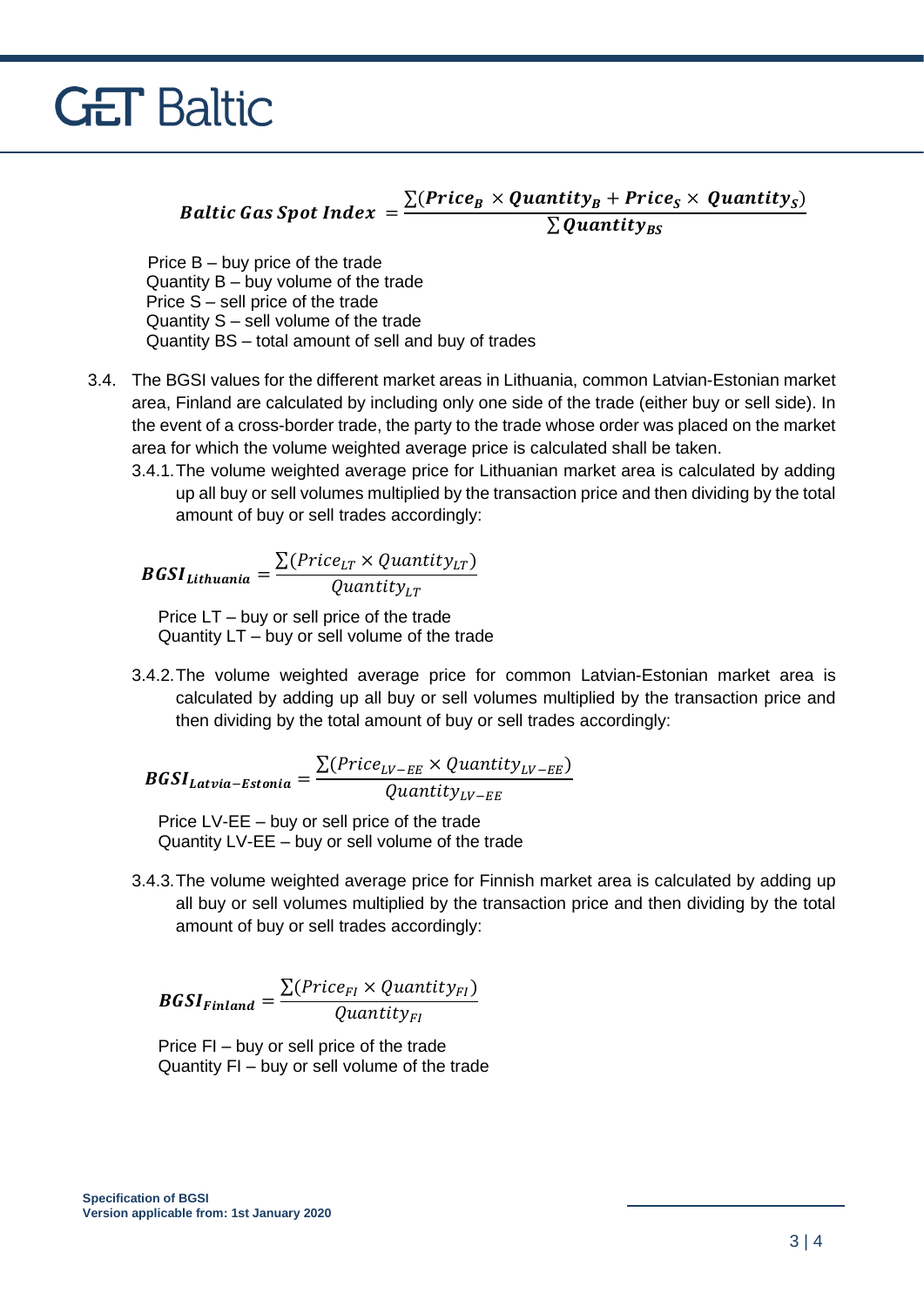$$\boldsymbol{Baltic\ Gas\ Spot\ Index} = \frac{\sum(\boldsymbol{Price_B} \times \boldsymbol{Quantity_B} + \boldsymbol{Price_S} \times \boldsymbol{Quantity_S})}{\sum \boldsymbol{Quantity_{BS}}}$$

Price B – buy price of the trade
Quantity B – buy volume of the trade
Price S – sell price of the trade
Quantity S – sell volume of the trade
Quantity BS – total amount of sell and buy of trades

3.4. The BGSI values for the different market areas in Lithuania, common Latvian-Estonian market area, Finland are calculated by including only one side of the trade (either buy or sell side). In the event of a cross-border trade, the party to the trade whose order was placed on the market area for which the volume weighted average price is calculated shall be taken.

3.4.1. The volume weighted average price for Lithuanian market area is calculated by adding up all buy or sell volumes multiplied by the transaction price and then dividing by the total amount of buy or sell trades accordingly:

$$\boldsymbol{BGSI_{Lithuania}} = \frac{\sum(Price_{LT} \times Quantity_{LT})}{Quantity_{LT}}$$

Price LT – buy or sell price of the trade
Quantity LT – buy or sell volume of the trade

3.4.2. The volume weighted average price for common Latvian-Estonian market area is calculated by adding up all buy or sell volumes multiplied by the transaction price and then dividing by the total amount of buy or sell trades accordingly:

$$\boldsymbol{BGSI_{Latvia-Estonia}} = \frac{\sum(Price_{LV-EE} \times Quantity_{LV-EE})}{Quantity_{LV-EE}}$$

Price LV-EE – buy or sell price of the trade
Quantity LV-EE – buy or sell volume of the trade

3.4.3. The volume weighted average price for Finnish market area is calculated by adding up all buy or sell volumes multiplied by the transaction price and then dividing by the total amount of buy or sell trades accordingly:

$$\boldsymbol{BGSI_{Finland}} = \frac{\sum(Price_{FI} \times Quantity_{FI})}{Quantity_{FI}}$$

Price FI – buy or sell price of the trade
Quantity FI – buy or sell volume of the trade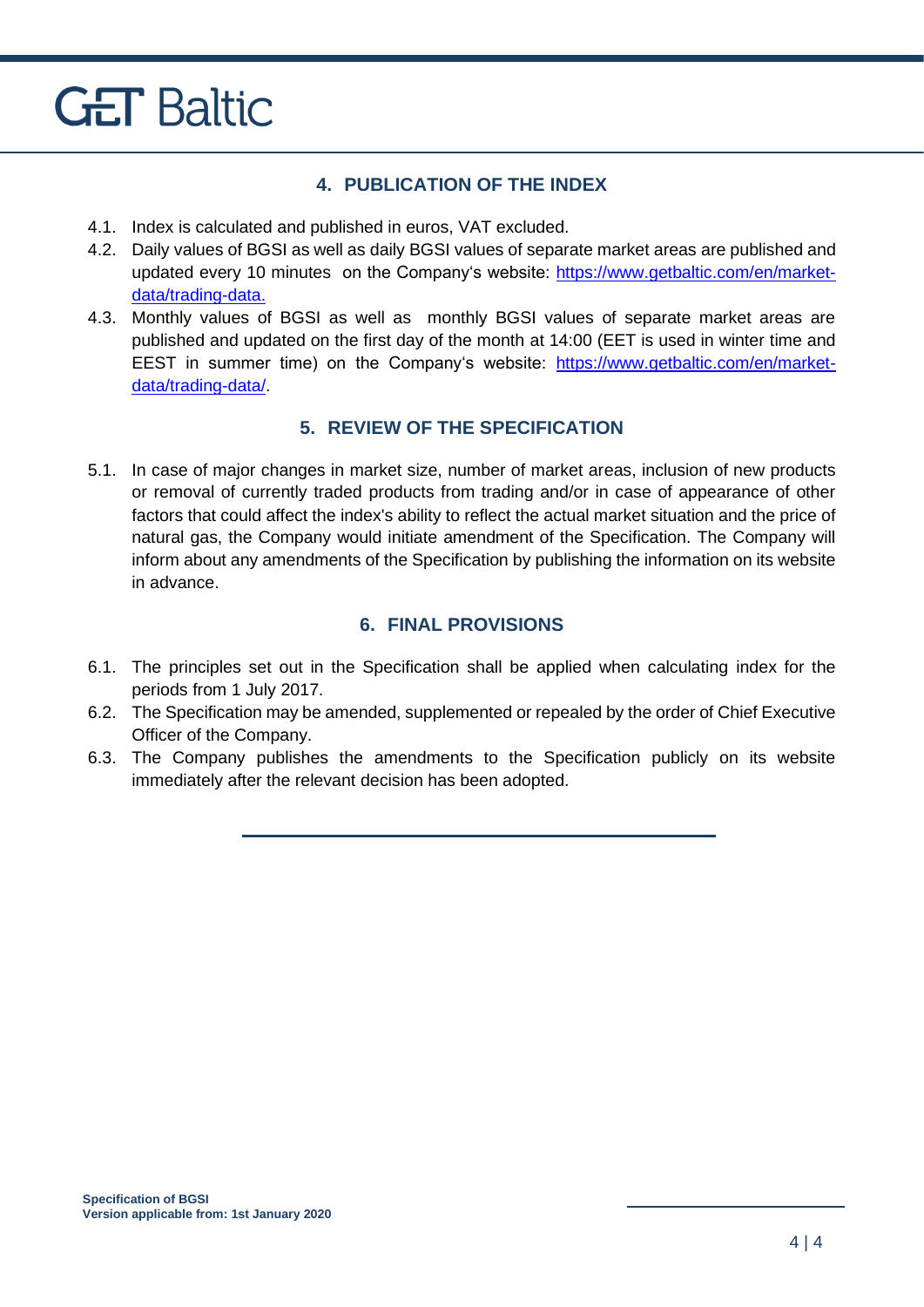## 4. PUBLICATION OF THE INDEX

4.1. Index is calculated and published in euros, VAT excluded.

4.2. Daily values of BGSI as well as daily BGSI values of separate market areas are published and updated every 10 minutes on the Company's website: [https://www.getbaltic.com/en/market-data/trading-data.](https://www.getbaltic.com/en/market-data/trading-data)

4.3. Monthly values of BGSI as well as monthly BGSI values of separate market areas are published and updated on the first day of the month at 14:00 (EET is used in winter time and EEST in summer time) on the Company's website: [https://www.getbaltic.com/en/market-data/trading-data/](https://www.getbaltic.com/en/market-data/trading-data/).

## 5. REVIEW OF THE SPECIFICATION

5.1. In case of major changes in market size, number of market areas, inclusion of new products or removal of currently traded products from trading and/or in case of appearance of other factors that could affect the index's ability to reflect the actual market situation and the price of natural gas, the Company would initiate amendment of the Specification. The Company will inform about any amendments of the Specification by publishing the information on its website in advance.

## 6. FINAL PROVISIONS

6.1. The principles set out in the Specification shall be applied when calculating index for the periods from 1 July 2017.

6.2. The Specification may be amended, supplemented or repealed by the order of Chief Executive Officer of the Company.

6.3. The Company publishes the amendments to the Specification publicly on its website immediately after the relevant decision has been adopted.